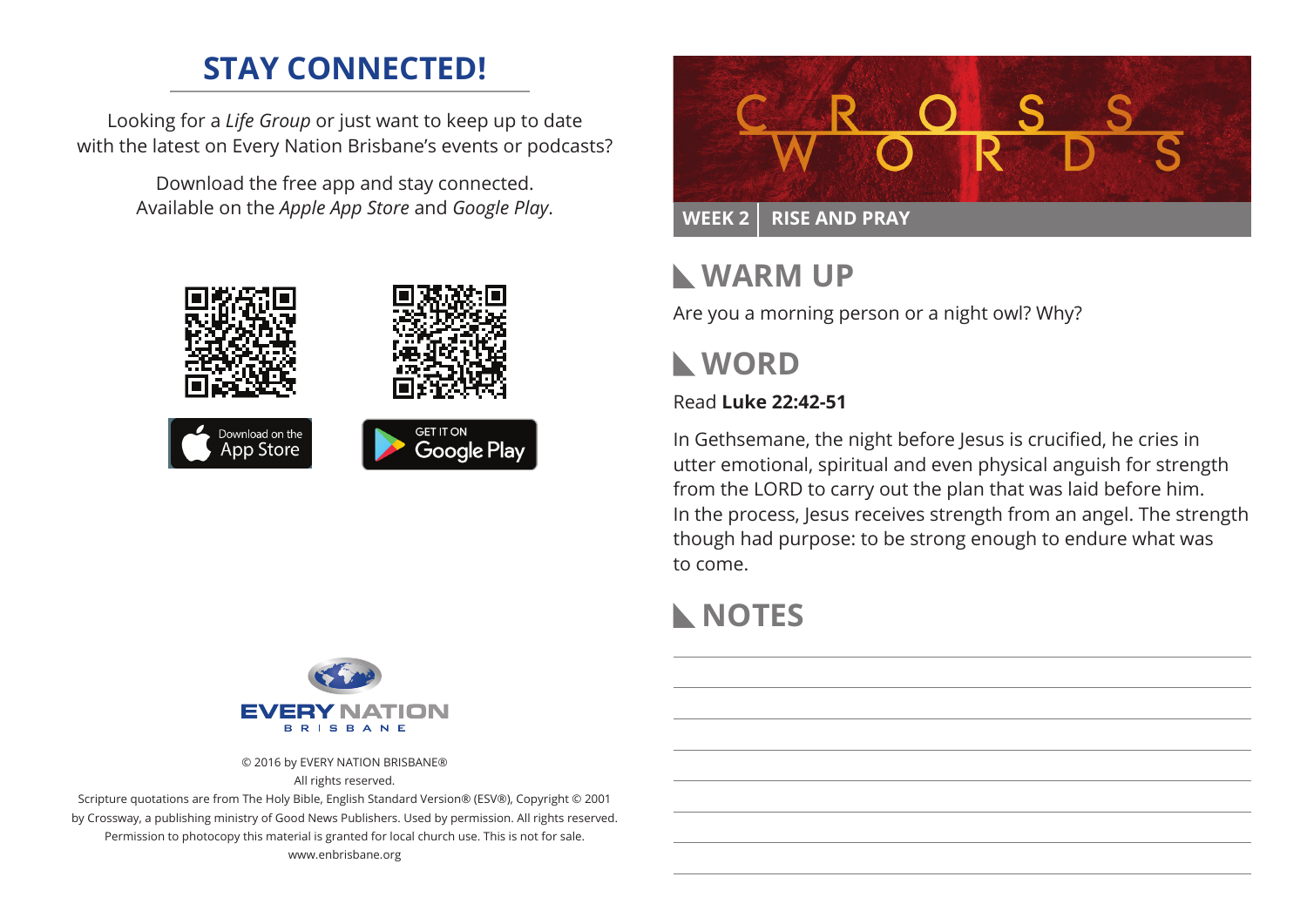## STAY CONNECTED!

Looking for a *Life Group* or just want to keep up to date with the latest on Every Nation Brisbane's events or podcasts?

Download the free app and stay connected. Available on the *Apple App Store* and *Google Play*.

Download on the App Store

GET IT ON Google Play

EVERY NATION BRISBANE

© 2016 by EVERY NATION BRISBANE®
All rights reserved.
Scripture quotations are from The Holy Bible, English Standard Version® (ESV®), Copyright © 2001 by Crossway, a publishing ministry of Good News Publishers. Used by permission. All rights reserved.
Permission to photocopy this material is granted for local church use. This is not for sale.
www.enbrisbane.org

# CROSS WORDS

**WEEK 2 | RISE AND PRAY**

## WARM UP

Are you a morning person or a night owl? Why?

## WORD

Read **Luke 22:42-51**

In Gethsemane, the night before Jesus is crucified, he cries in utter emotional, spiritual and even physical anguish for strength from the LORD to carry out the plan that was laid before him. In the process, Jesus receives strength from an angel. The strength though had purpose: to be strong enough to endure what was to come.

## NOTES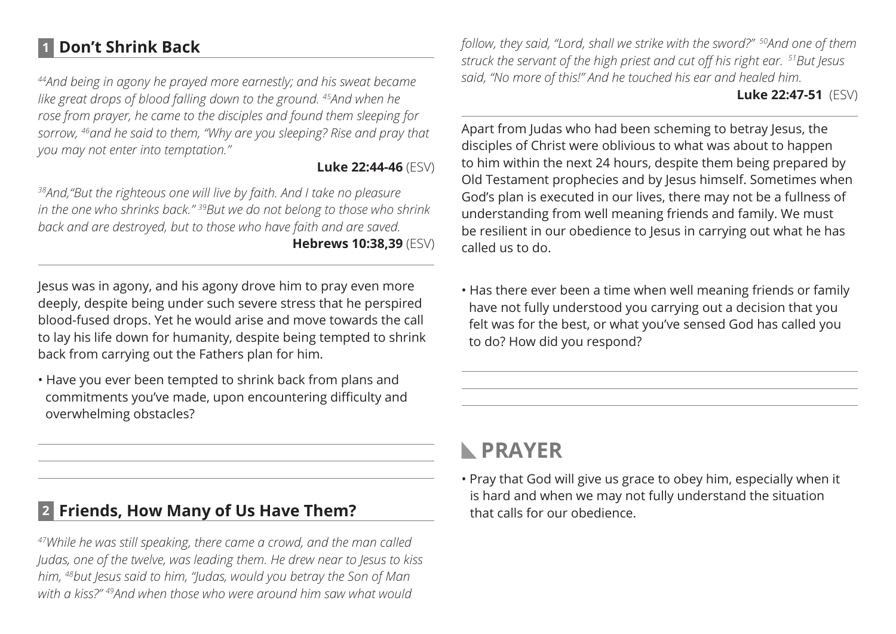## 1 Don't Shrink Back

*[44]And being in agony he prayed more earnestly; and his sweat became like great drops of blood falling down to the ground. [45]And when he rose from prayer, he came to the disciples and found them sleeping for sorrow, [46]and he said to them, "Why are you sleeping? Rise and pray that you may not enter into temptation."*

**Luke 22:44-46** (ESV)

*[38]And,"But the righteous one will live by faith. And I take no pleasure in the one who shrinks back." [39]But we do not belong to those who shrink back and are destroyed, but to those who have faith and are saved.*

**Hebrews 10:38,39** (ESV)

Jesus was in agony, and his agony drove him to pray even more deeply, despite being under such severe stress that he perspired blood-fused drops. Yet he would arise and move towards the call to lay his life down for humanity, despite being tempted to shrink back from carrying out the Fathers plan for him.

- Have you ever been tempted to shrink back from plans and commitments you've made, upon encountering difficulty and overwhelming obstacles?

## 2 Friends, How Many of Us Have Them?

*[47]While he was still speaking, there came a crowd, and the man called Judas, one of the twelve, was leading them. He drew near to Jesus to kiss him, [48]but Jesus said to him, "Judas, would you betray the Son of Man with a kiss?" [49]And when those who were around him saw what would follow, they said, "Lord, shall we strike with the sword?" [50]And one of them struck the servant of the high priest and cut off his right ear. [51]But Jesus said, "No more of this!" And he touched his ear and healed him.*

**Luke 22:47-51** (ESV)

Apart from Judas who had been scheming to betray Jesus, the disciples of Christ were oblivious to what was about to happen to him within the next 24 hours, despite them being prepared by Old Testament prophecies and by Jesus himself. Sometimes when God's plan is executed in our lives, there may not be a fullness of understanding from well meaning friends and family. We must be resilient in our obedience to Jesus in carrying out what he has called us to do.

- Has there ever been a time when well meaning friends or family have not fully understood you carrying out a decision that you felt was for the best, or what you've sensed God has called you to do? How did you respond?

## PRAYER

- Pray that God will give us grace to obey him, especially when it is hard and when we may not fully understand the situation that calls for our obedience.